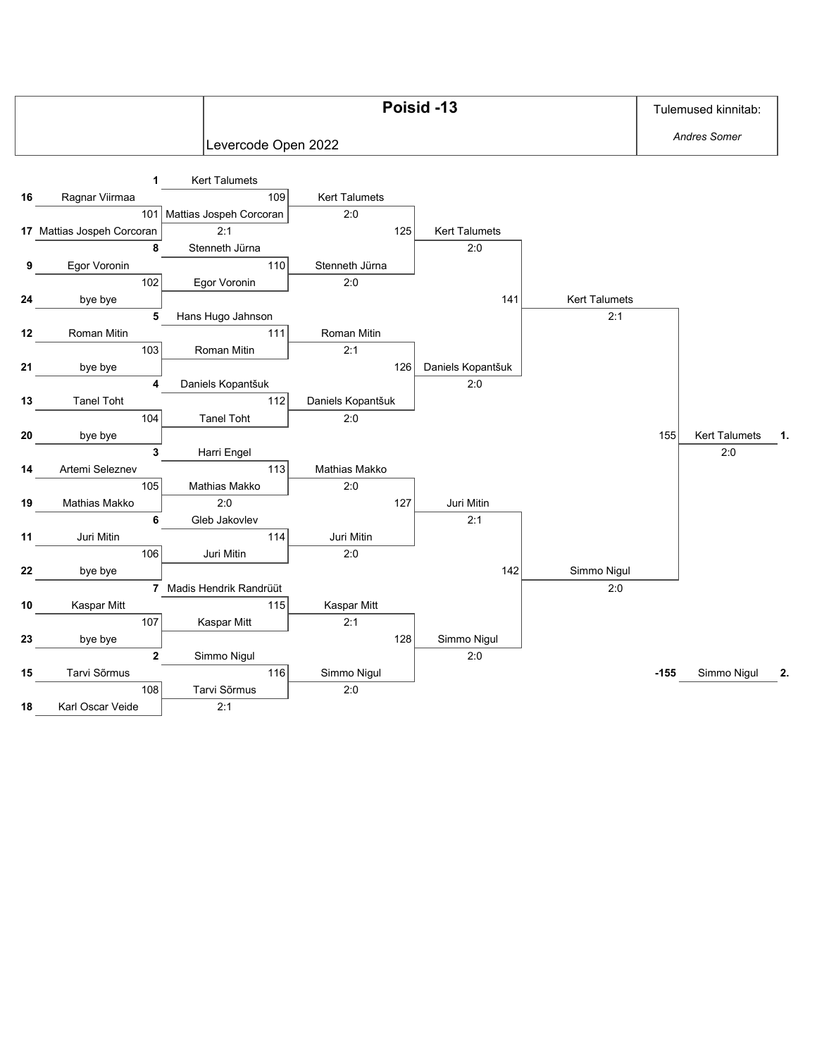# Poisid -13

Levercode Open 2022

Tulemused kinnitab: *Andres Somer*

## Round 1

| Match | Seed | Player | Seed | Player | Winner | Score |
|---|---|---|---|---|---|---|
| 101 | 16 | Ragnar Viirmaa | 17 | Mattias Jospeh Corcoran | Mattias Jospeh Corcoran | 2:1 |
| 102 | 9 | Egor Voronin | 24 | bye bye | Egor Voronin | |
| 103 | 12 | Roman Mitin | 21 | bye bye | Roman Mitin | |
| 104 | 13 | Tanel Toht | 20 | bye bye | Tanel Toht | |
| 105 | 14 | Artemi Seleznev | 19 | Mathias Makko | Mathias Makko | 2:0 |
| 106 | 11 | Juri Mitin | 22 | bye bye | Juri Mitin | |
| 107 | 10 | Kaspar Mitt | 23 | bye bye | Kaspar Mitt | |
| 108 | 15 | Tarvi Sõrmus | 18 | Karl Oscar Veide | Tarvi Sõrmus | 2:1 |

## Round 2

| Match | Seed | Player | Opponent | Winner | Score |
|---|---|---|---|---|---|
| 109 | 1 | Kert Talumets | Mattias Jospeh Corcoran | Kert Talumets | 2:0 |
| 110 | 8 | Stenneth Jürna | Egor Voronin | Stenneth Jürna | 2:0 |
| 111 | 5 | Hans Hugo Jahnson | Roman Mitin | Roman Mitin | 2:1 |
| 112 | 4 | Daniels Kopantšuk | Tanel Toht | Daniels Kopantšuk | 2:0 |
| 113 | 3 | Harri Engel | Mathias Makko | Mathias Makko | 2:0 |
| 114 | 6 | Gleb Jakovlev | Juri Mitin | Juri Mitin | 2:0 |
| 115 | 7 | Madis Hendrik Randrüüt | Kaspar Mitt | Kaspar Mitt | 2:1 |
| 116 | 2 | Simmo Nigul | Tarvi Sõrmus | Simmo Nigul | 2:0 |

## Quarterfinals

| Match | Player | Player | Winner | Score |
|---|---|---|---|---|
| 125 | Kert Talumets | Stenneth Jürna | Kert Talumets | 2:0 |
| 126 | Roman Mitin | Daniels Kopantšuk | Daniels Kopantšuk | 2:0 |
| 127 | Mathias Makko | Juri Mitin | Juri Mitin | 2:1 |
| 128 | Kaspar Mitt | Simmo Nigul | Simmo Nigul | 2:0 |

## Semifinals

| Match | Player | Player | Winner | Score |
|---|---|---|---|---|
| 141 | Kert Talumets | Daniels Kopantšuk | Kert Talumets | 2:1 |
| 142 | Juri Mitin | Simmo Nigul | Simmo Nigul | 2:0 |

## Final

| Match | Player | Player | Winner | Score |
|---|---|---|---|---|
| 155 | Kert Talumets | Simmo Nigul | Kert Talumets | 2:0 |

## Placings

| Place | Player |
|---|---|
| 1. | Kert Talumets |
| 2. | Simmo Nigul (-155) |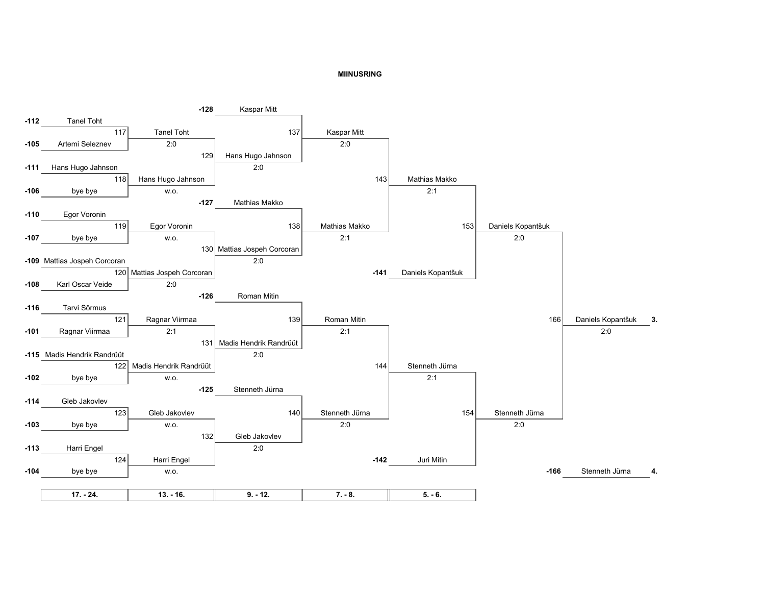# MIINUSRING

## 17. - 24.

| Match | Player 1 | Player 2 | Winner | Score |
|---|---|---|---|---|
| 117 | -112 Tanel Toht | -105 Artemi Seleznev | Tanel Toht | 2:0 |
| 118 | -111 Hans Hugo Jahnson | -106 bye bye | Hans Hugo Jahnson | w.o. |
| 119 | -110 Egor Voronin | -107 bye bye | Egor Voronin | w.o. |
| 120 | -109 Mattias Jospeh Corcoran | -108 Karl Oscar Veide | Mattias Jospeh Corcoran | 2:0 |
| 121 | -116 Tarvi Sõrmus | -101 Ragnar Viirmaa | Ragnar Viirmaa | 2:1 |
| 122 | -115 Madis Hendrik Randrüüt | -102 bye bye | Madis Hendrik Randrüüt | w.o. |
| 123 | -114 Gleb Jakovlev | -103 bye bye | Gleb Jakovlev | w.o. |
| 124 | -113 Harri Engel | -104 bye bye | Harri Engel | w.o. |

## 13. - 16.

| Match | Player 1 | Player 2 | Winner | Score |
|---|---|---|---|---|
| 129 | Tanel Toht | Hans Hugo Jahnson | Hans Hugo Jahnson | 2:0 |
| 130 | Egor Voronin | Mattias Jospeh Corcoran | Mattias Jospeh Corcoran | 2:0 |
| 131 | Ragnar Viirmaa | Madis Hendrik Randrüüt | Madis Hendrik Randrüüt | 2:0 |
| 132 | Gleb Jakovlev | Harri Engel | Gleb Jakovlev | 2:0 |

## 9. - 12.

| Match | Player 1 | Player 2 | Winner | Score |
|---|---|---|---|---|
| 137 | -128 Kaspar Mitt | Hans Hugo Jahnson | Kaspar Mitt | 2:0 |
| 138 | -127 Mathias Makko | Mattias Jospeh Corcoran | Mathias Makko | 2:1 |
| 139 | -126 Roman Mitin | Madis Hendrik Randrüüt | Roman Mitin | 2:1 |
| 140 | -125 Stenneth Jürna | Gleb Jakovlev | Stenneth Jürna | 2:0 |

## 7. - 8.

| Match | Player 1 | Player 2 | Winner | Score |
|---|---|---|---|---|
| 143 | Kaspar Mitt | Mathias Makko | Mathias Makko | 2:1 |
| 144 | Roman Mitin | Stenneth Jürna | Stenneth Jürna | 2:1 |

## 5. - 6.

| Match | Player 1 | Player 2 | Winner | Score |
|---|---|---|---|---|
| 153 | Mathias Makko | -141 Daniels Kopantšuk | Daniels Kopantšuk | 2:0 |
| 154 | Stenneth Jürna | -142 Juri Mitin | Stenneth Jürna | 2:0 |

## Final placement

| Match | Player 1 | Player 2 | Winner | Score |
|---|---|---|---|---|
| 166 | Daniels Kopantšuk | Stenneth Jürna | Daniels Kopantšuk | 2:0 |

3. Daniels Kopantšuk

4. -166 Stenneth Jürna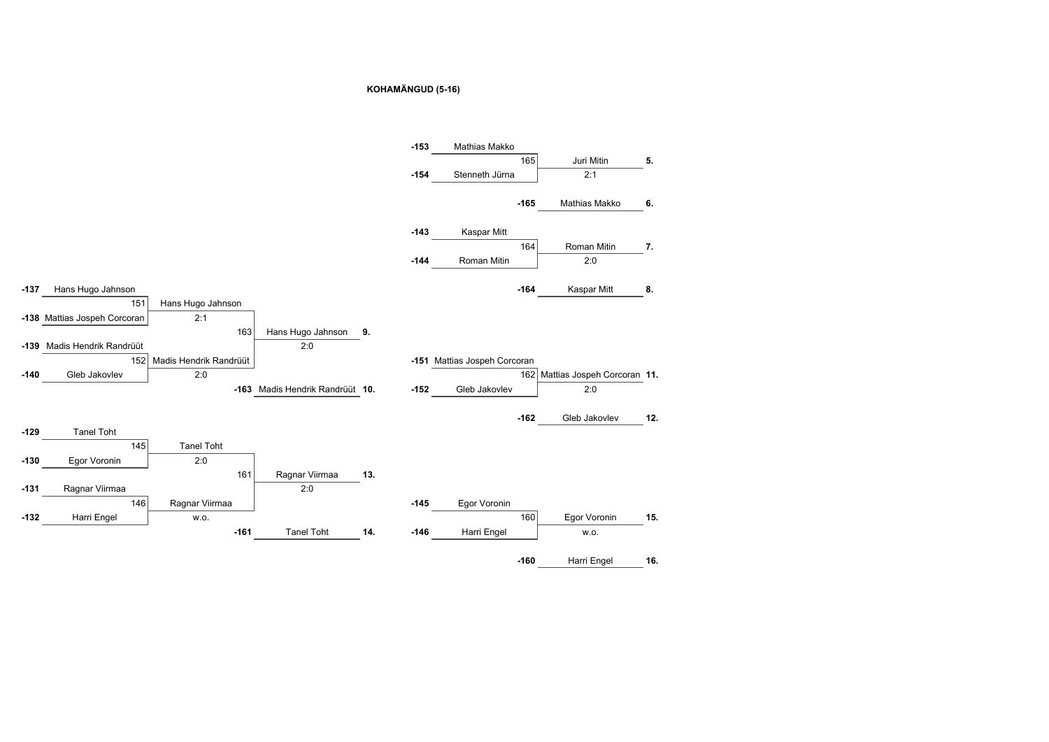**KOHAMÄNGUD (5-16)**

**Places 5–6**

| Source | Player | Match | Winner / Score | Place |
|---|---|---|---|---|
| -153 | Mathias Makko | 165 | Juri Mitin | 5. |
| -154 | Stenneth Jürna | | 2:1 | |
| | | -165 | Mathias Makko | 6. |

**Places 7–8**

| Source | Player | Match | Winner / Score | Place |
|---|---|---|---|---|
| -143 | Kaspar Mitt | 164 | Roman Mitin | 7. |
| -144 | Roman Mitin | | 2:0 | |
| | | -164 | Kaspar Mitt | 8. |

**Places 9–10**

| Source | Player | Match | Winner / Score | Match | Winner / Score | Place |
|---|---|---|---|---|---|---|
| -137 | Hans Hugo Jahnson | 151 | Hans Hugo Jahnson | 163 | Hans Hugo Jahnson | 9. |
| -138 | Mattias Jospeh Corcoran | | 2:1 | | 2:0 | |
| -139 | Madis Hendrik Randrüüt | 152 | Madis Hendrik Randrüüt | | | |
| -140 | Gleb Jakovlev | | 2:0 | | | |
| | | | | -163 | Madis Hendrik Randrüüt | 10. |

**Places 11–12**

| Source | Player | Match | Winner / Score | Place |
|---|---|---|---|---|
| -151 | Mattias Jospeh Corcoran | 162 | Mattias Jospeh Corcoran | 11. |
| -152 | Gleb Jakovlev | | 2:0 | |
| | | -162 | Gleb Jakovlev | 12. |

**Places 13–14**

| Source | Player | Match | Winner / Score | Match | Winner / Score | Place |
|---|---|---|---|---|---|---|
| -129 | Tanel Toht | 145 | Tanel Toht | 161 | Ragnar Viirmaa | 13. |
| -130 | Egor Voronin | | 2:0 | | 2:0 | |
| -131 | Ragnar Viirmaa | 146 | Ragnar Viirmaa | | | |
| -132 | Harri Engel | | w.o. | | | |
| | | | | -161 | Tanel Toht | 14. |

**Places 15–16**

| Source | Player | Match | Winner / Score | Place |
|---|---|---|---|---|
| -145 | Egor Voronin | 160 | Egor Voronin | 15. |
| -146 | Harri Engel | | w.o. | |
| | | -160 | Harri Engel | 16. |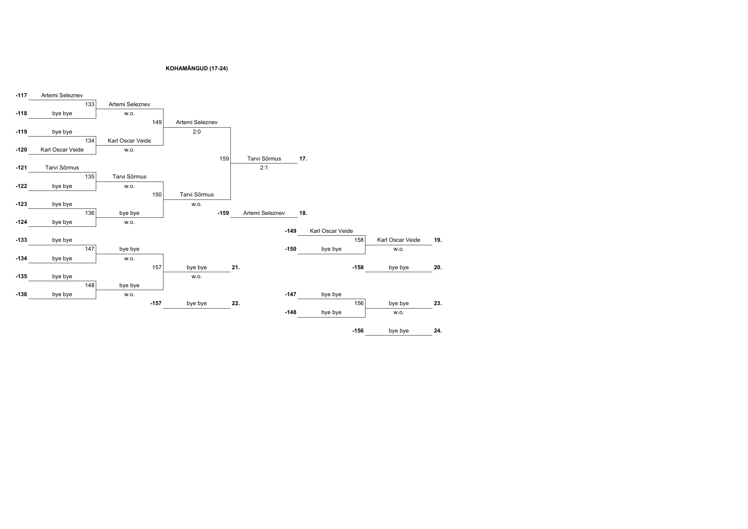**KOHAMÄNGUD (17-24)**

-117 Artemi Seleznev
133 Artemi Seleznev
-118 bye bye
w.o.
149 Artemi Seleznev
-119 bye bye
2:0
134 Karl Oscar Veide
-120 Karl Oscar Veide
w.o.
159 Tarvi Sõrmus **17.**
-121 Tarvi Sõrmus
2:1
135 Tarvi Sõrmus
-122 bye bye
w.o.
150 Tarvi Sõrmus
-123 bye bye
w.o.
136 bye bye
**-159** Artemi Seleznev **18.**
-124 bye bye
w.o.

**-149** Karl Oscar Veide
-133 bye bye
158 Karl Oscar Veide **19.**
147 bye bye
**-150** bye bye
w.o.
-134 bye bye
w.o.
157 bye bye **21.**
**-158** bye bye **20.**
-135 bye bye
w.o.
148 bye bye
-136 bye bye
w.o.
**-147** bye bye
**-157** bye bye **22.**
156 bye bye **23.**
**-148** bye bye
w.o.

**-156** bye bye **24.**